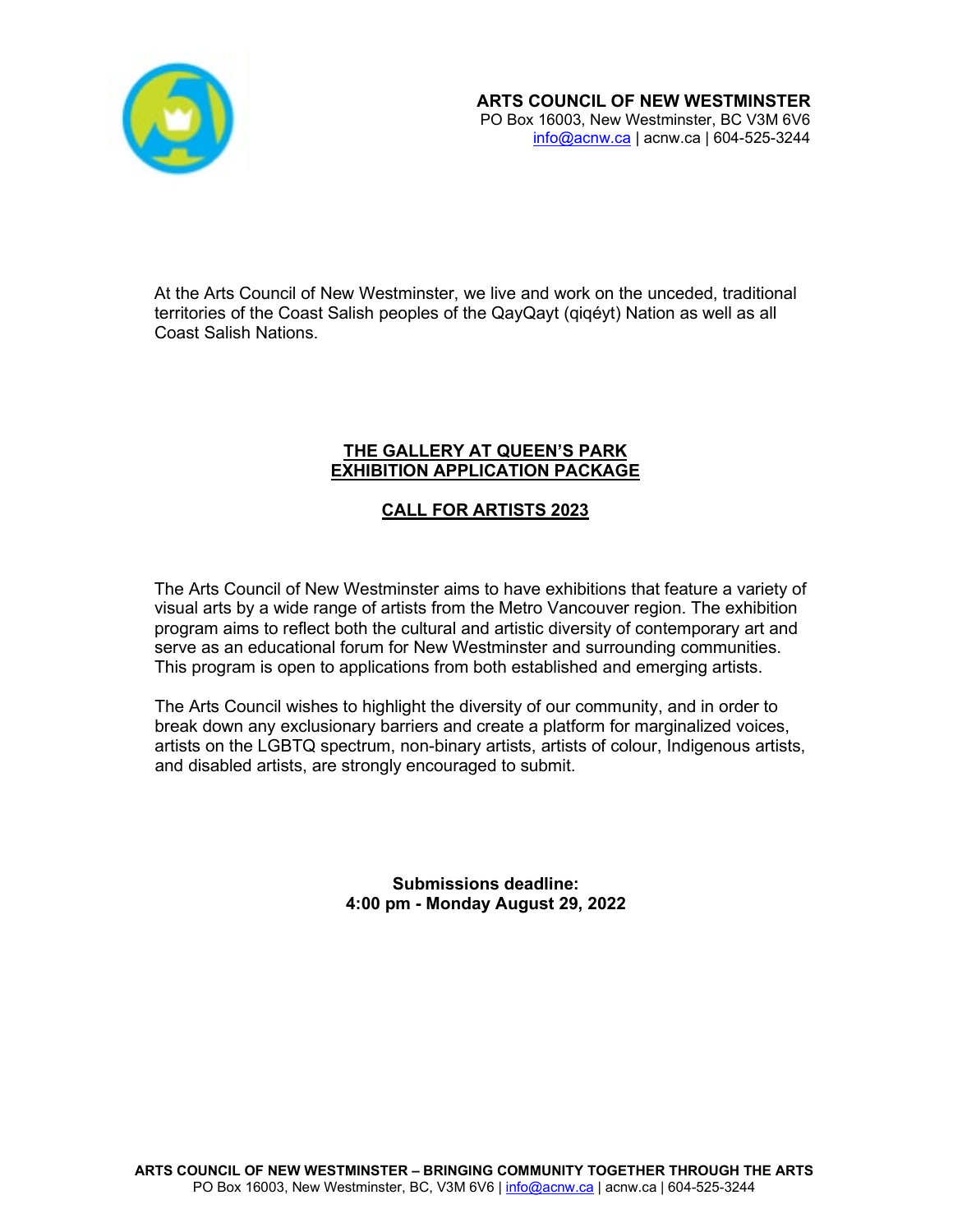**ARTS COUNCIL OF NEW WESTMINSTER**
PO Box 16003, New Westminster, BC V3M 6V6
info@acnw.ca | acnw.ca | 604-525-3244

At the Arts Council of New Westminster, we live and work on the unceded, traditional territories of the Coast Salish peoples of the QayQayt (qiqéyt) Nation as well as all Coast Salish Nations.

# THE GALLERY AT QUEEN'S PARK
# EXHIBITION APPLICATION PACKAGE

## CALL FOR ARTISTS 2023

The Arts Council of New Westminster aims to have exhibitions that feature a variety of visual arts by a wide range of artists from the Metro Vancouver region. The exhibition program aims to reflect both the cultural and artistic diversity of contemporary art and serve as an educational forum for New Westminster and surrounding communities. This program is open to applications from both established and emerging artists.

The Arts Council wishes to highlight the diversity of our community, and in order to break down any exclusionary barriers and create a platform for marginalized voices, artists on the LGBTQ spectrum, non-binary artists, artists of colour, Indigenous artists, and disabled artists, are strongly encouraged to submit.

**Submissions deadline:**
**4:00 pm - Monday August 29, 2022**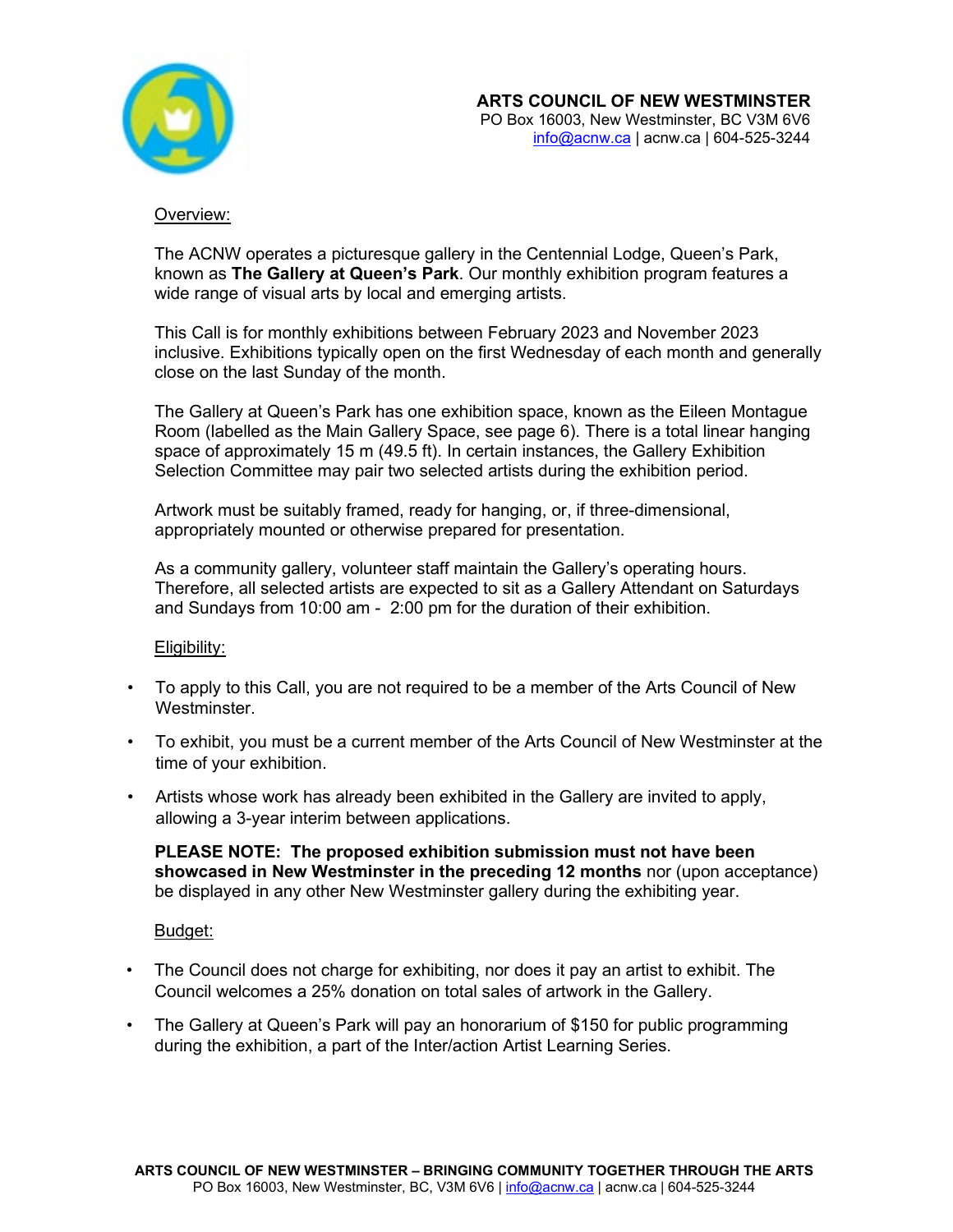Overview:

The ACNW operates a picturesque gallery in the Centennial Lodge, Queen's Park, known as **The Gallery at Queen's Park**. Our monthly exhibition program features a wide range of visual arts by local and emerging artists.

This Call is for monthly exhibitions between February 2023 and November 2023 inclusive. Exhibitions typically open on the first Wednesday of each month and generally close on the last Sunday of the month.

The Gallery at Queen's Park has one exhibition space, known as the Eileen Montague Room (labelled as the Main Gallery Space, see page 6). There is a total linear hanging space of approximately 15 m (49.5 ft). In certain instances, the Gallery Exhibition Selection Committee may pair two selected artists during the exhibition period.

Artwork must be suitably framed, ready for hanging, or, if three-dimensional, appropriately mounted or otherwise prepared for presentation.

As a community gallery, volunteer staff maintain the Gallery's operating hours. Therefore, all selected artists are expected to sit as a Gallery Attendant on Saturdays and Sundays from 10:00 am - 2:00 pm for the duration of their exhibition.

Eligibility:

- To apply to this Call, you are not required to be a member of the Arts Council of New Westminster.
- To exhibit, you must be a current member of the Arts Council of New Westminster at the time of your exhibition.
- Artists whose work has already been exhibited in the Gallery are invited to apply, allowing a 3-year interim between applications.

**PLEASE NOTE: The proposed exhibition submission must not have been showcased in New Westminster in the preceding 12 months** nor (upon acceptance) be displayed in any other New Westminster gallery during the exhibiting year.

Budget:

- The Council does not charge for exhibiting, nor does it pay an artist to exhibit. The Council welcomes a 25% donation on total sales of artwork in the Gallery.
- The Gallery at Queen's Park will pay an honorarium of $150 for public programming during the exhibition, a part of the Inter/action Artist Learning Series.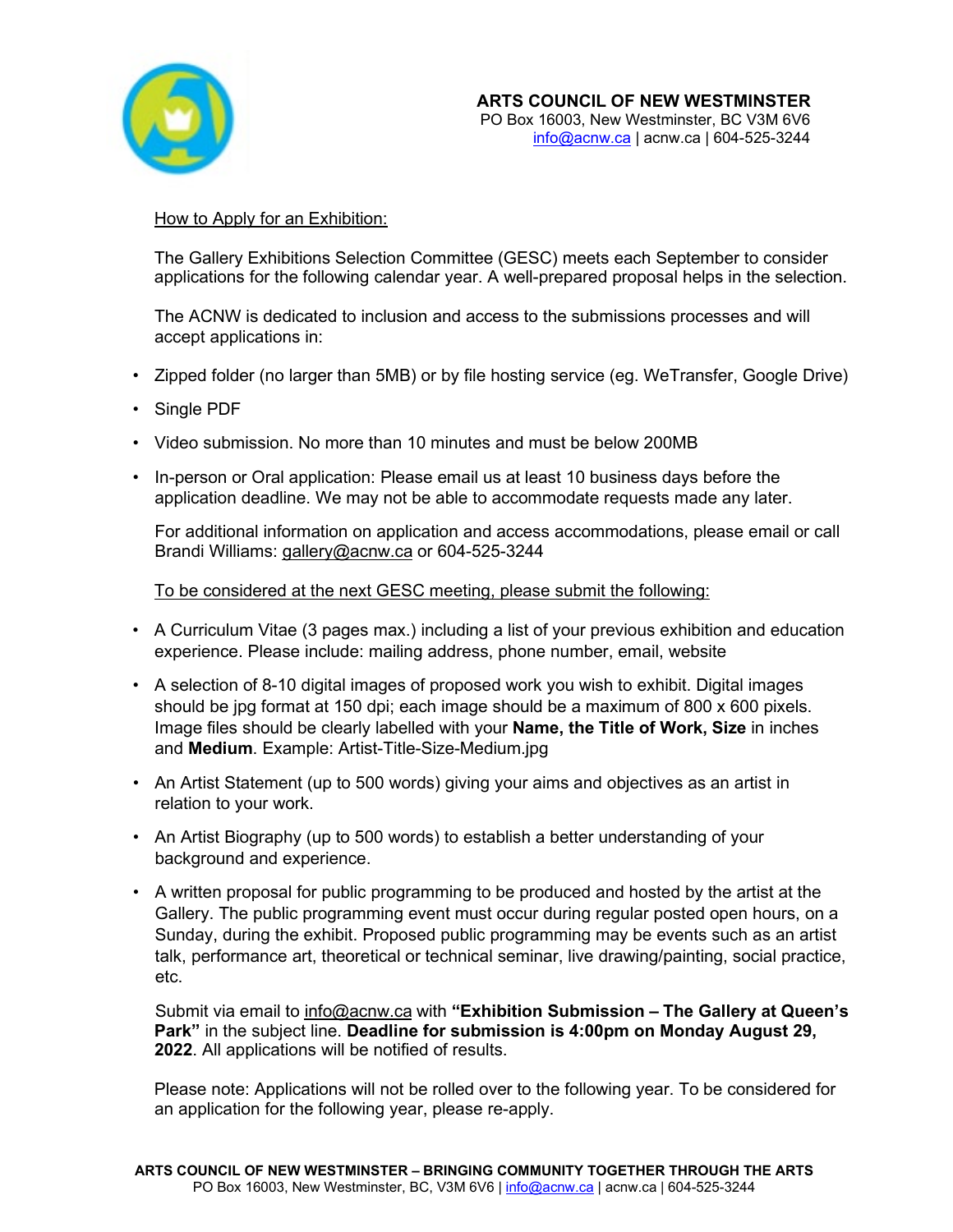**ARTS COUNCIL OF NEW WESTMINSTER**
PO Box 16003, New Westminster, BC V3M 6V6
info@acnw.ca | acnw.ca | 604-525-3244

How to Apply for an Exhibition:

The Gallery Exhibitions Selection Committee (GESC) meets each September to consider applications for the following calendar year. A well-prepared proposal helps in the selection.

The ACNW is dedicated to inclusion and access to the submissions processes and will accept applications in:

- Zipped folder (no larger than 5MB) or by file hosting service (eg. WeTransfer, Google Drive)
- Single PDF
- Video submission. No more than 10 minutes and must be below 200MB
- In-person or Oral application: Please email us at least 10 business days before the application deadline. We may not be able to accommodate requests made any later.

For additional information on application and access accommodations, please email or call Brandi Williams: gallery@acnw.ca or 604-525-3244

To be considered at the next GESC meeting, please submit the following:

- A Curriculum Vitae (3 pages max.) including a list of your previous exhibition and education experience. Please include: mailing address, phone number, email, website
- A selection of 8-10 digital images of proposed work you wish to exhibit. Digital images should be jpg format at 150 dpi; each image should be a maximum of 800 x 600 pixels. Image files should be clearly labelled with your **Name, the Title of Work, Size** in inches and **Medium**. Example: Artist-Title-Size-Medium.jpg
- An Artist Statement (up to 500 words) giving your aims and objectives as an artist in relation to your work.
- An Artist Biography (up to 500 words) to establish a better understanding of your background and experience.
- A written proposal for public programming to be produced and hosted by the artist at the Gallery. The public programming event must occur during regular posted open hours, on a Sunday, during the exhibit. Proposed public programming may be events such as an artist talk, performance art, theoretical or technical seminar, live drawing/painting, social practice, etc.

Submit via email to info@acnw.ca with **"Exhibition Submission – The Gallery at Queen's Park"** in the subject line. **Deadline for submission is 4:00pm on Monday August 29, 2022**. All applications will be notified of results.

Please note: Applications will not be rolled over to the following year. To be considered for an application for the following year, please re-apply.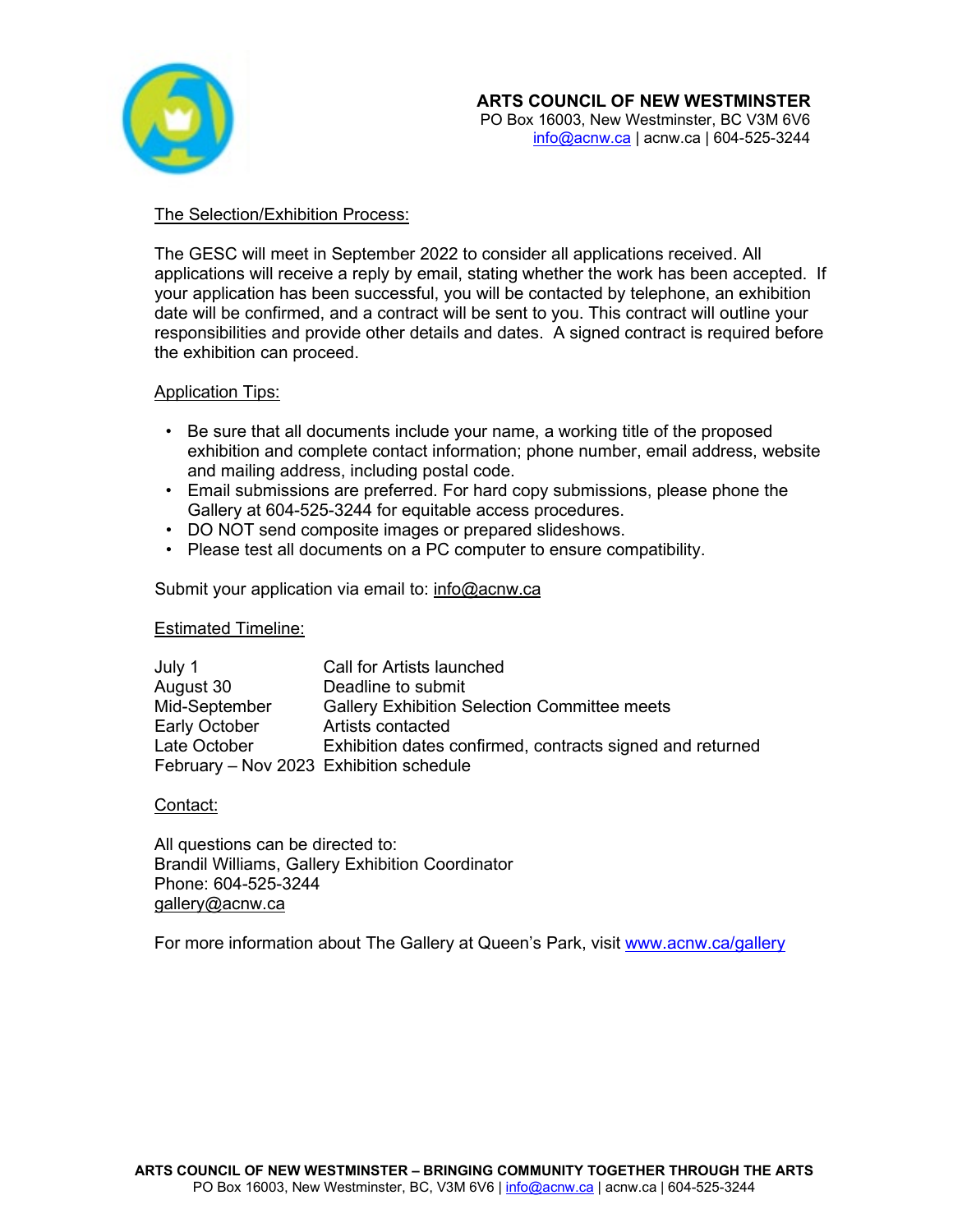**ARTS COUNCIL OF NEW WESTMINSTER**
PO Box 16003, New Westminster, BC V3M 6V6
info@acnw.ca | acnw.ca | 604-525-3244

## The Selection/Exhibition Process:

The GESC will meet in September 2022 to consider all applications received. All applications will receive a reply by email, stating whether the work has been accepted. If your application has been successful, you will be contacted by telephone, an exhibition date will be confirmed, and a contract will be sent to you. This contract will outline your responsibilities and provide other details and dates. A signed contract is required before the exhibition can proceed.

## Application Tips:

- Be sure that all documents include your name, a working title of the proposed exhibition and complete contact information; phone number, email address, website and mailing address, including postal code.
- Email submissions are preferred. For hard copy submissions, please phone the Gallery at 604-525-3244 for equitable access procedures.
- DO NOT send composite images or prepared slideshows.
- Please test all documents on a PC computer to ensure compatibility.

Submit your application via email to: info@acnw.ca

## Estimated Timeline:

| | |
|---|---|
| July 1 | Call for Artists launched |
| August 30 | Deadline to submit |
| Mid-September | Gallery Exhibition Selection Committee meets |
| Early October | Artists contacted |
| Late October | Exhibition dates confirmed, contracts signed and returned |
| February – Nov 2023 | Exhibition schedule |

## Contact:

All questions can be directed to:
Brandil Williams, Gallery Exhibition Coordinator
Phone: 604-525-3244
gallery@acnw.ca

For more information about The Gallery at Queen's Park, visit www.acnw.ca/gallery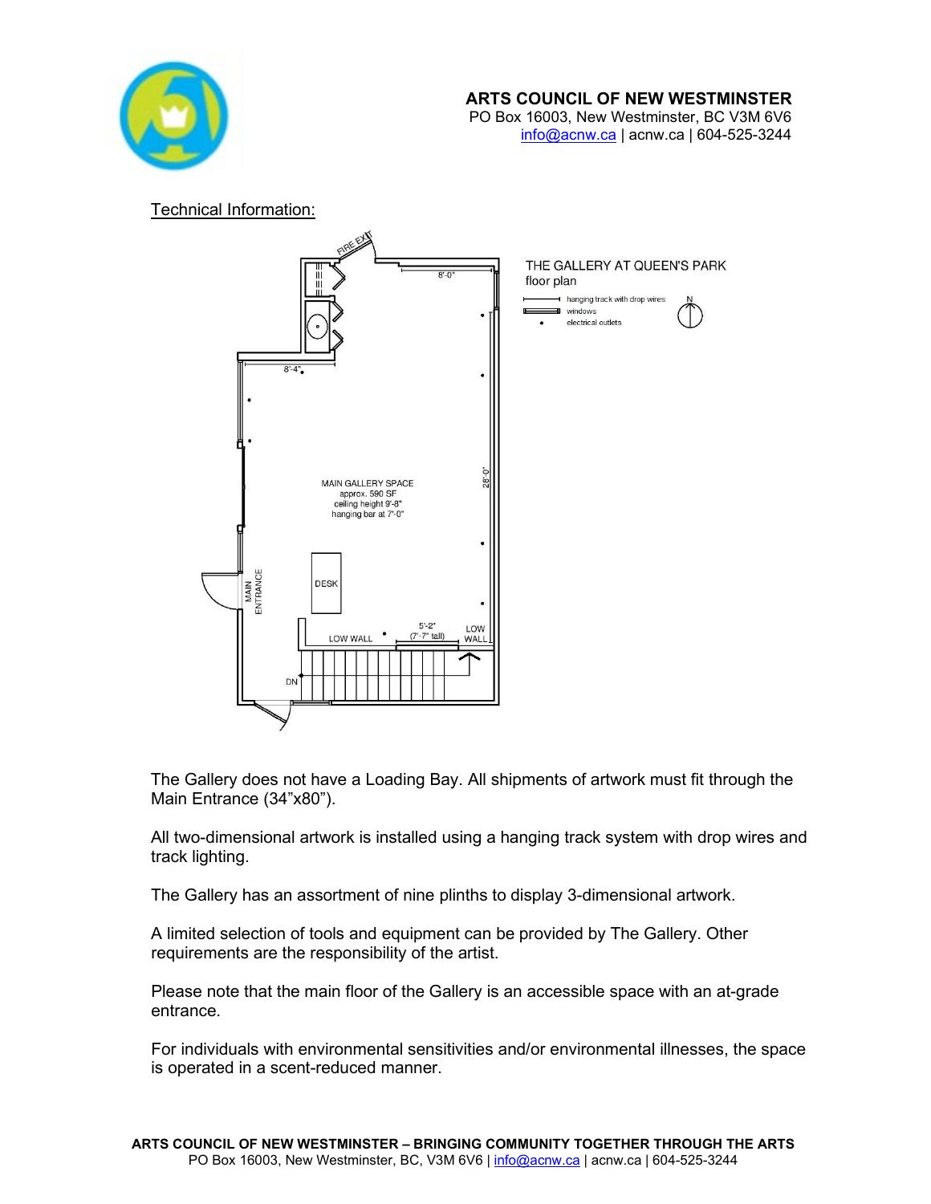**ARTS COUNCIL OF NEW WESTMINSTER**
PO Box 16003, New Westminster, BC V3M 6V6
info@acnw.ca | acnw.ca | 604-525-3244

Technical Information:

THE GALLERY AT QUEEN'S PARK
floor plan

hanging track with drop wires
windows
electrical outlets
N

FIRE EXIT
8'-0"
8'-4"
28'-0"
MAIN GALLERY SPACE
approx. 590 SF
ceiling height 9'-8"
hanging bar at 7'-0"
MAIN ENTRANCE
DESK
LOW WALL
5'-2"
(7'-7" tall)
LOW WALL
DN

The Gallery does not have a Loading Bay. All shipments of artwork must fit through the Main Entrance (34"x80").

All two-dimensional artwork is installed using a hanging track system with drop wires and track lighting.

The Gallery has an assortment of nine plinths to display 3-dimensional artwork.

A limited selection of tools and equipment can be provided by The Gallery. Other requirements are the responsibility of the artist.

Please note that the main floor of the Gallery is an accessible space with an at-grade entrance.

For individuals with environmental sensitivities and/or environmental illnesses, the space is operated in a scent-reduced manner.